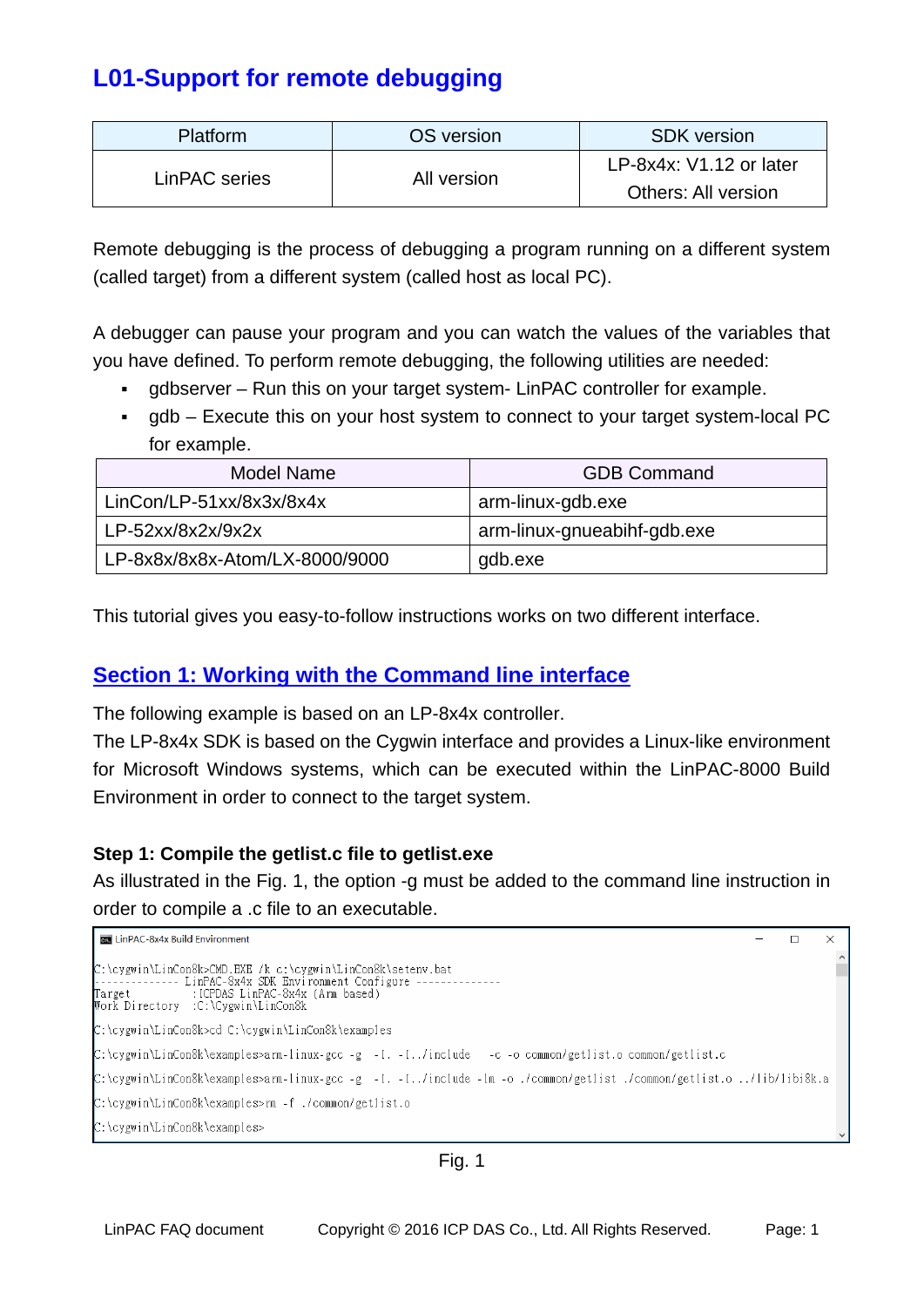# L01-Support for remote debugging

| Platform | OS version | SDK version |
| --- | --- | --- |
| LinPAC series | All version | LP-8x4x: V1.12 or later<br>Others: All version |

Remote debugging is the process of debugging a program running on a different system (called target) from a different system (called host as local PC).

A debugger can pause your program and you can watch the values of the variables that you have defined. To perform remote debugging, the following utilities are needed:

- gdbserver – Run this on your target system- LinPAC controller for example.
- gdb – Execute this on your host system to connect to your target system-local PC for example.

| Model Name | GDB Command |
| --- | --- |
| LinCon/LP-51xx/8x3x/8x4x | arm-linux-gdb.exe |
| LP-52xx/8x2x/9x2x | arm-linux-gnueabihf-gdb.exe |
| LP-8x8x/8x8x-Atom/LX-8000/9000 | gdb.exe |

This tutorial gives you easy-to-follow instructions works on two different interface.

## Section 1: Working with the Command line interface

The following example is based on an LP-8x4x controller.

The LP-8x4x SDK is based on the Cygwin interface and provides a Linux-like environment for Microsoft Windows systems, which can be executed within the LinPAC-8000 Build Environment in order to connect to the target system.

### Step 1: Compile the getlist.c file to getlist.exe

As illustrated in the Fig. 1, the option -g must be added to the command line instruction in order to compile a .c file to an executable.

```
LinPAC-8x4x Build Environment

C:\cygwin\LinCon8k>CMD.EXE /k c:\cygwin\LinCon8k\setenv.bat
-------------- LinPAC-8x4x SDK Environment Configure --------------
Target          :ICPDAS LinPAC-8x4x (Arm based)
Work Directory  :C:\Cygwin\LinCon8k

C:\cygwin\LinCon8k>cd C:\cygwin\LinCon8k\examples

C:\cygwin\LinCon8k\examples>arm-linux-gcc -g  -I. -I../include   -c -o common/getlist.o common/getlist.c

C:\cygwin\LinCon8k\examples>arm-linux-gcc -g  -I. -I../include -lm -o ./common/getlist ./common/getlist.o ../lib/libi8k.a

C:\cygwin\LinCon8k\examples>rm -f ./common/getlist.o

C:\cygwin\LinCon8k\examples>
```

Fig. 1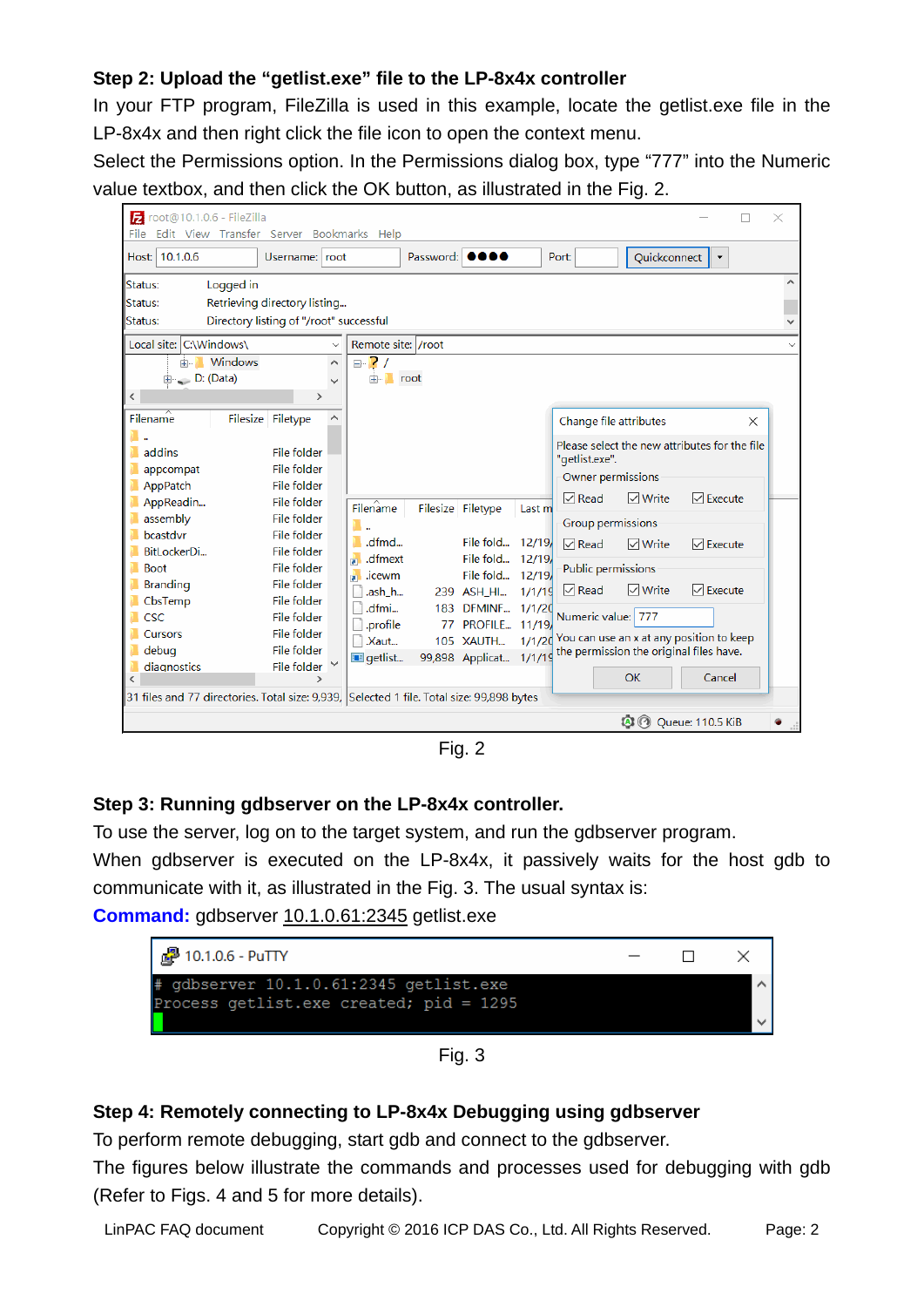**Step 2: Upload the "getlist.exe" file to the LP-8x4x controller**

In your FTP program, FileZilla is used in this example, locate the getlist.exe file in the LP-8x4x and then right click the file icon to open the context menu.

Select the Permissions option. In the Permissions dialog box, type "777" into the Numeric value textbox, and then click the OK button, as illustrated in the Fig. 2.

Fig. 2

**Step 3: Running gdbserver on the LP-8x4x controller.**

To use the server, log on to the target system, and run the gdbserver program.

When gdbserver is executed on the LP-8x4x, it passively waits for the host gdb to communicate with it, as illustrated in the Fig. 3. The usual syntax is:

**Command:** gdbserver 10.1.0.61:2345 getlist.exe

```
# gdbserver 10.1.0.61:2345 getlist.exe
Process getlist.exe created; pid = 1295
```

Fig. 3

**Step 4: Remotely connecting to LP-8x4x Debugging using gdbserver**

To perform remote debugging, start gdb and connect to the gdbserver.

The figures below illustrate the commands and processes used for debugging with gdb (Refer to Figs. 4 and 5 for more details).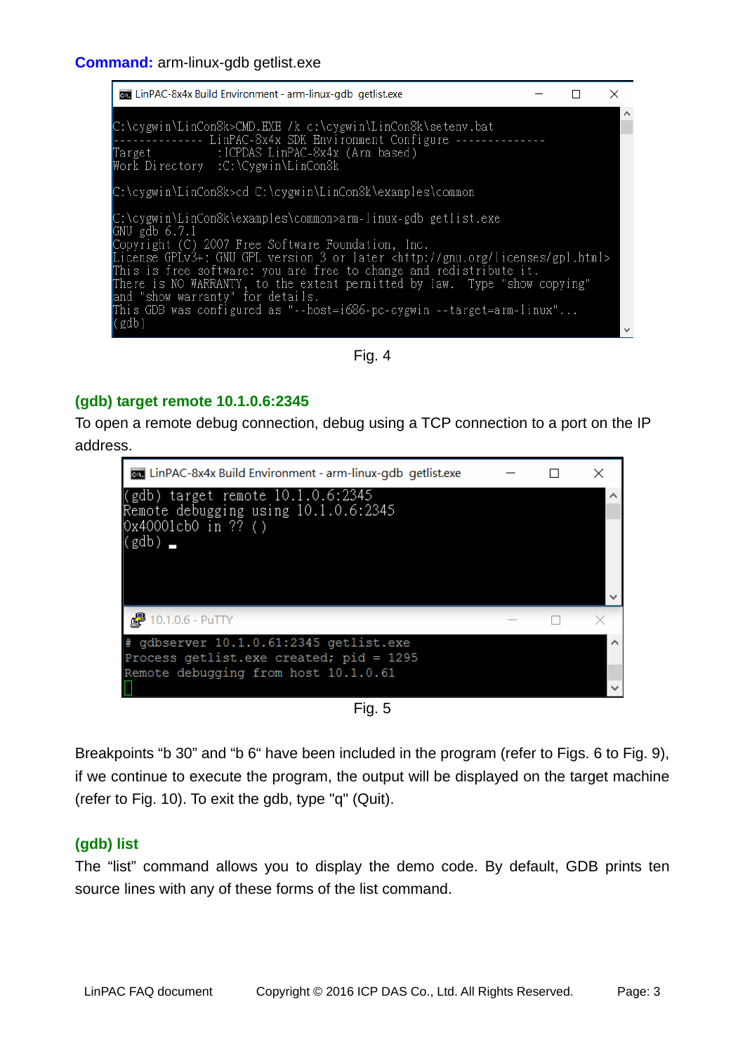**Command:** arm-linux-gdb getlist.exe

```
C:\cygwin\LinCon8k>CMD.EXE /k c:\cygwin\LinCon8k\setenv.bat
-------------- LinPAC-8x4x SDK Environment Configure --------------
Target          :ICPDAS LinPAC-8x4x (Arm based)
Work Directory  :C:\Cygwin\LinCon8k

C:\cygwin\LinCon8k>cd C:\cygwin\LinCon8k\examples\common

C:\cygwin\LinCon8k\examples\common>arm-linux-gdb getlist.exe
GNU gdb 6.7.1
Copyright (C) 2007 Free Software Foundation, Inc.
License GPLv3+: GNU GPL version 3 or later <http://gnu.org/licenses/gpl.html>
This is free software: you are free to change and redistribute it.
There is NO WARRANTY, to the extent permitted by law.  Type "show copying"
and "show warranty" for details.
This GDB was configured as "--host=i686-pc-cygwin --target=arm-linux"...
(gdb)
```

Fig. 4

### (gdb) target remote 10.1.0.6:2345

To open a remote debug connection, debug using a TCP connection to a port on the IP address.

```
(gdb) target remote 10.1.0.6:2345
Remote debugging using 10.1.0.6:2345
0x40001cb0 in ?? ()
(gdb)
```

```
# gdbserver 10.1.0.61:2345 getlist.exe
Process getlist.exe created; pid = 1295
Remote debugging from host 10.1.0.61
```

Fig. 5

Breakpoints “b 30” and “b 6“ have been included in the program (refer to Figs. 6 to Fig. 9), if we continue to execute the program, the output will be displayed on the target machine (refer to Fig. 10). To exit the gdb, type "q" (Quit).

### (gdb) list

The “list” command allows you to display the demo code. By default, GDB prints ten source lines with any of these forms of the list command.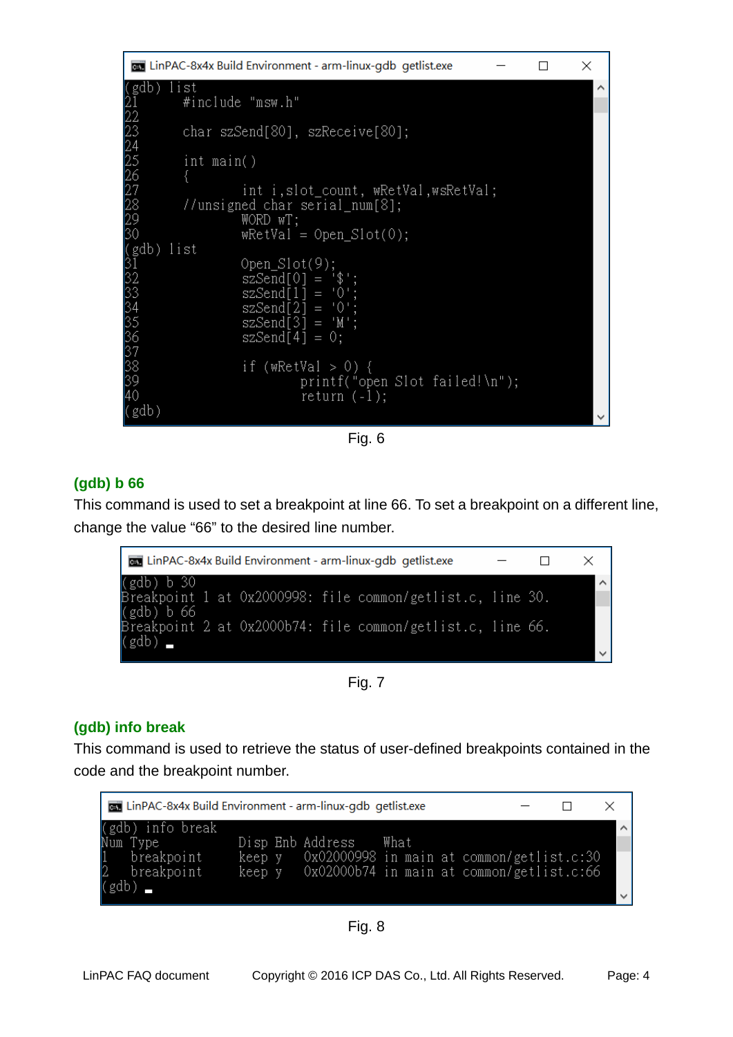```
(gdb) list
21      #include "msw.h"
22
23      char szSend[80], szReceive[80];
24
25      int main()
26      {
27              int i,slot_count, wRetVal,wsRetVal;
28      //unsigned char serial_num[8];
29              WORD wT;
30              wRetVal = Open_Slot(0);
(gdb) list
31              Open_Slot(9);
32              szSend[0] = '$';
33              szSend[1] = '0';
34              szSend[2] = '0';
35              szSend[3] = 'M';
36              szSend[4] = 0;
37
38              if (wRetVal > 0) {
39                      printf("open Slot failed!\n");
40                      return (-1);
(gdb)
```

Fig. 6

### (gdb) b 66

This command is used to set a breakpoint at line 66. To set a breakpoint on a different line, change the value "66" to the desired line number.

```
(gdb) b 30
Breakpoint 1 at 0x2000998: file common/getlist.c, line 30.
(gdb) b 66
Breakpoint 2 at 0x2000b74: file common/getlist.c, line 66.
(gdb)
```

Fig. 7

### (gdb) info break

This command is used to retrieve the status of user-defined breakpoints contained in the code and the breakpoint number.

```
(gdb) info break
Num Type           Disp Enb Address    What
1   breakpoint     keep y   0x02000998 in main at common/getlist.c:30
2   breakpoint     keep y   0x02000b74 in main at common/getlist.c:66
(gdb)
```

Fig. 8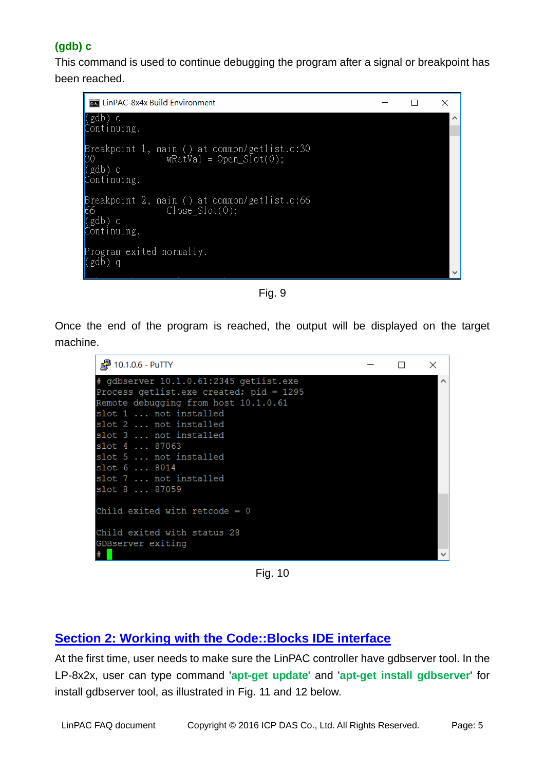**(gdb) c**

This command is used to continue debugging the program after a signal or breakpoint has been reached.

```
(gdb) c
Continuing.

Breakpoint 1, main () at common/getlist.c:30
30              wRetVal = Open_Slot(0);
(gdb) c
Continuing.

Breakpoint 2, main () at common/getlist.c:66
66              Close_Slot(0);
(gdb) c
Continuing.

Program exited normally.
(gdb) q
```

Fig. 9

Once the end of the program is reached, the output will be displayed on the target machine.

```
# gdbserver 10.1.0.61:2345 getlist.exe
Process getlist.exe created; pid = 1295
Remote debugging from host 10.1.0.61
slot 1 ... not installed
slot 2 ... not installed
slot 3 ... not installed
slot 4 ... 87063
slot 5 ... not installed
slot 6 ... 8014
slot 7 ... not installed
slot 8 ... 87059

Child exited with retcode = 0

Child exited with status 28
GDBserver exiting
#
```

Fig. 10

## Section 2: Working with the Code::Blocks IDE interface

At the first time, user needs to make sure the LinPAC controller have gdbserver tool. In the LP-8x2x, user can type command '**apt-get update**' and '**apt-get install gdbserver**' for install gdbserver tool, as illustrated in Fig. 11 and 12 below.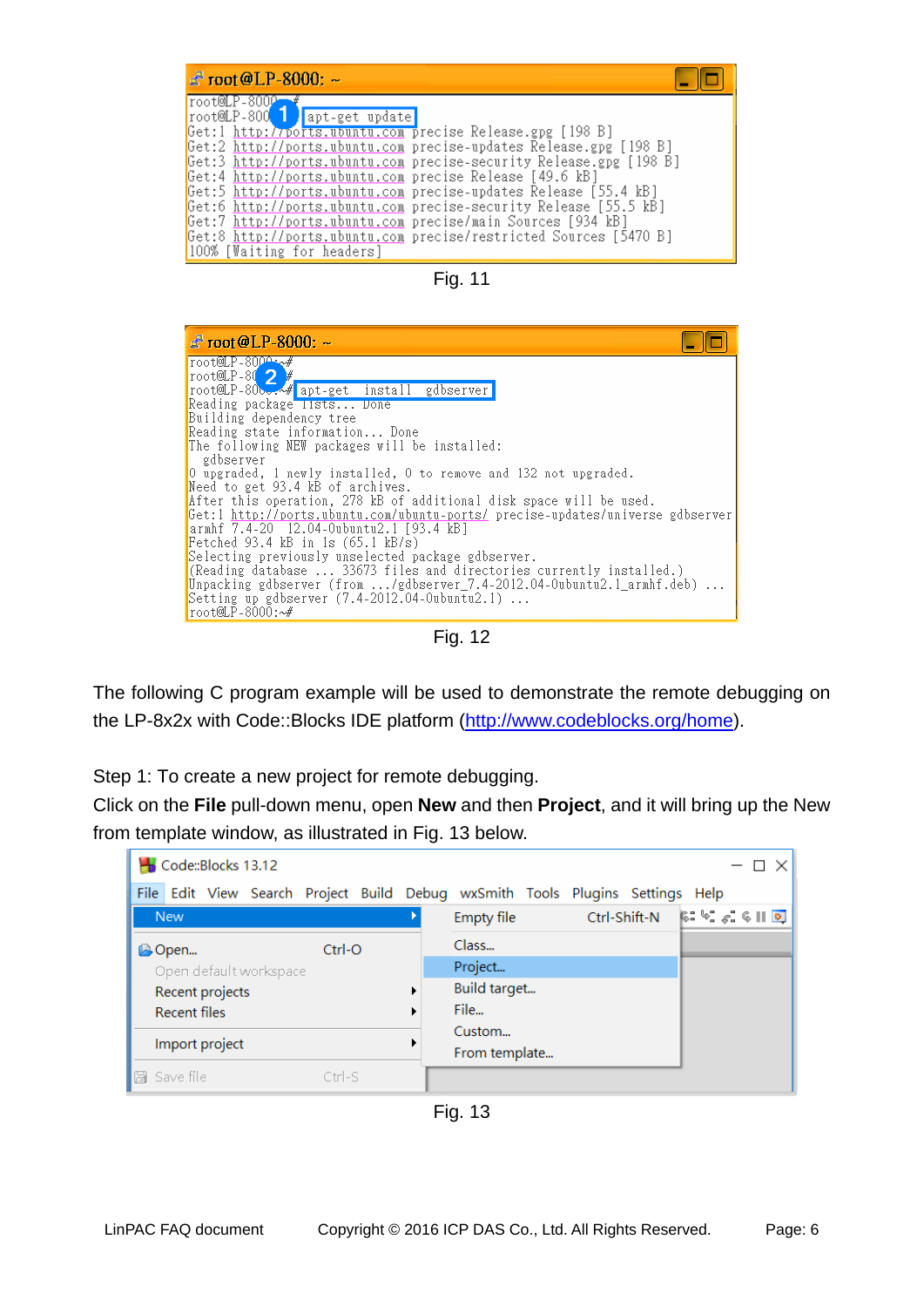```
root@LP-8000:~#
root@LP-8000:~# apt-get update
Get:1 http://ports.ubuntu.com precise Release.gpg [198 B]
Get:2 http://ports.ubuntu.com precise-updates Release.gpg [198 B]
Get:3 http://ports.ubuntu.com precise-security Release.gpg [198 B]
Get:4 http://ports.ubuntu.com precise Release [49.6 kB]
Get:5 http://ports.ubuntu.com precise-updates Release [55.4 kB]
Get:6 http://ports.ubuntu.com precise-security Release [55.5 kB]
Get:7 http://ports.ubuntu.com precise/main Sources [934 kB]
Get:8 http://ports.ubuntu.com precise/restricted Sources [5470 B]
100% [Waiting for headers]
```

Fig. 11

```
root@LP-8000:~#
root@LP-8000:~#
root@LP-8000:~# apt-get install gdbserver
Reading package lists... Done
Building dependency tree
Reading state information... Done
The following NEW packages will be installed:
  gdbserver
0 upgraded, 1 newly installed, 0 to remove and 132 not upgraded.
Need to get 93.4 kB of archives.
After this operation, 278 kB of additional disk space will be used.
Get:1 http://ports.ubuntu.com/ubuntu-ports/ precise-updates/universe gdbserver
armhf 7.4-20 12.04-0ubuntu2.1 [93.4 kB]
Fetched 93.4 kB in 1s (65.1 kB/s)
Selecting previously unselected package gdbserver.
(Reading database ... 33673 files and directories currently installed.)
Unpacking gdbserver (from .../gdbserver_7.4-2012.04-0ubuntu2.1_armhf.deb) ...
Setting up gdbserver (7.4-2012.04-0ubuntu2.1) ...
root@LP-8000:~#
```

Fig. 12

The following C program example will be used to demonstrate the remote debugging on the LP-8x2x with Code::Blocks IDE platform (http://www.codeblocks.org/home).

Step 1: To create a new project for remote debugging.

Click on the **File** pull-down menu, open **New** and then **Project**, and it will bring up the New from template window, as illustrated in Fig. 13 below.

Fig. 13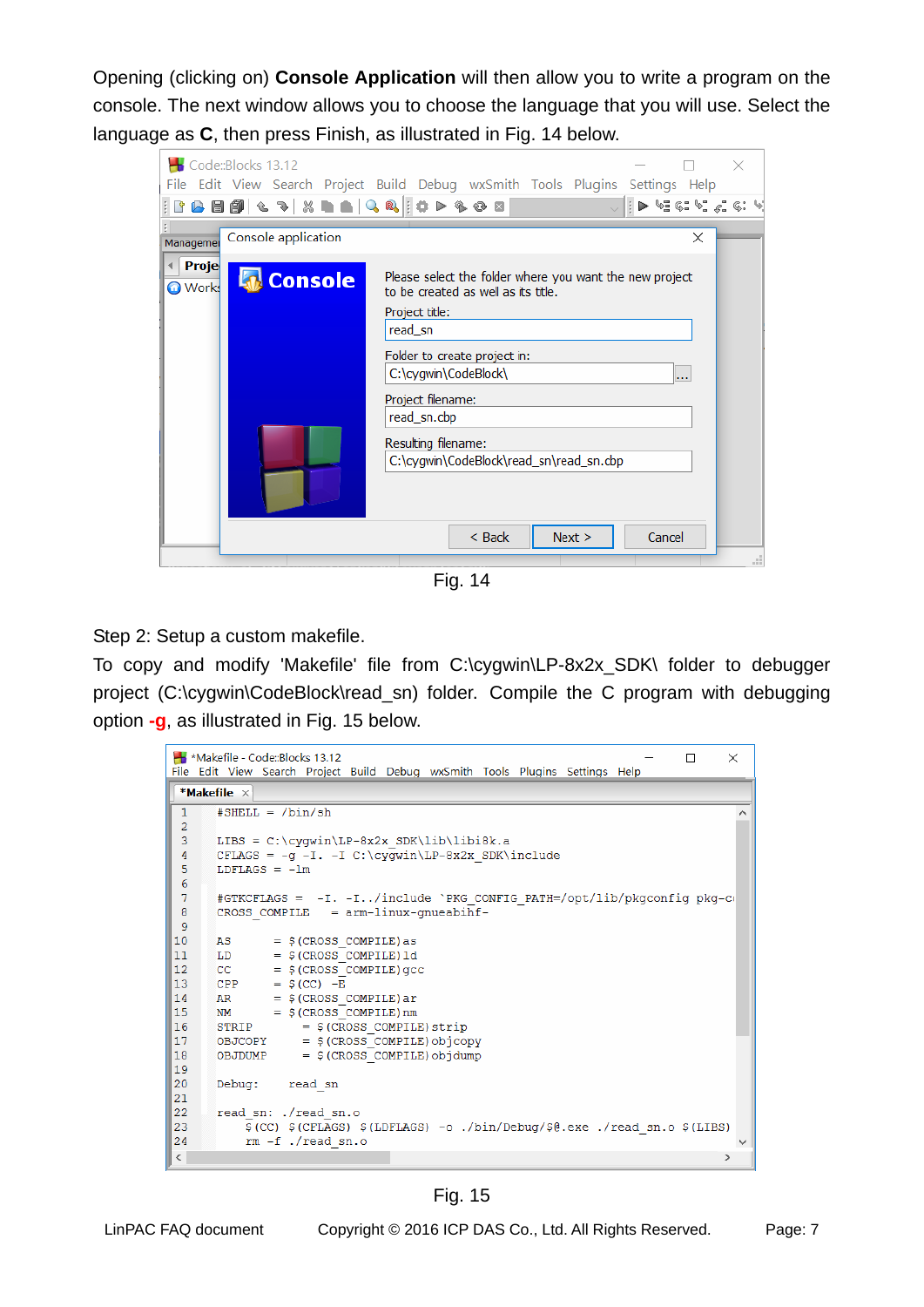Opening (clicking on) **Console Application** will then allow you to write a program on the console. The next window allows you to choose the language that you will use. Select the language as **C**, then press Finish, as illustrated in Fig. 14 below.

Fig. 14

Step 2: Setup a custom makefile.

To copy and modify 'Makefile' file from C:\cygwin\LP-8x2x_SDK\ folder to debugger project (C:\cygwin\CodeBlock\read_sn) folder. Compile the C program with debugging option **-g**, as illustrated in Fig. 15 below.

Fig. 15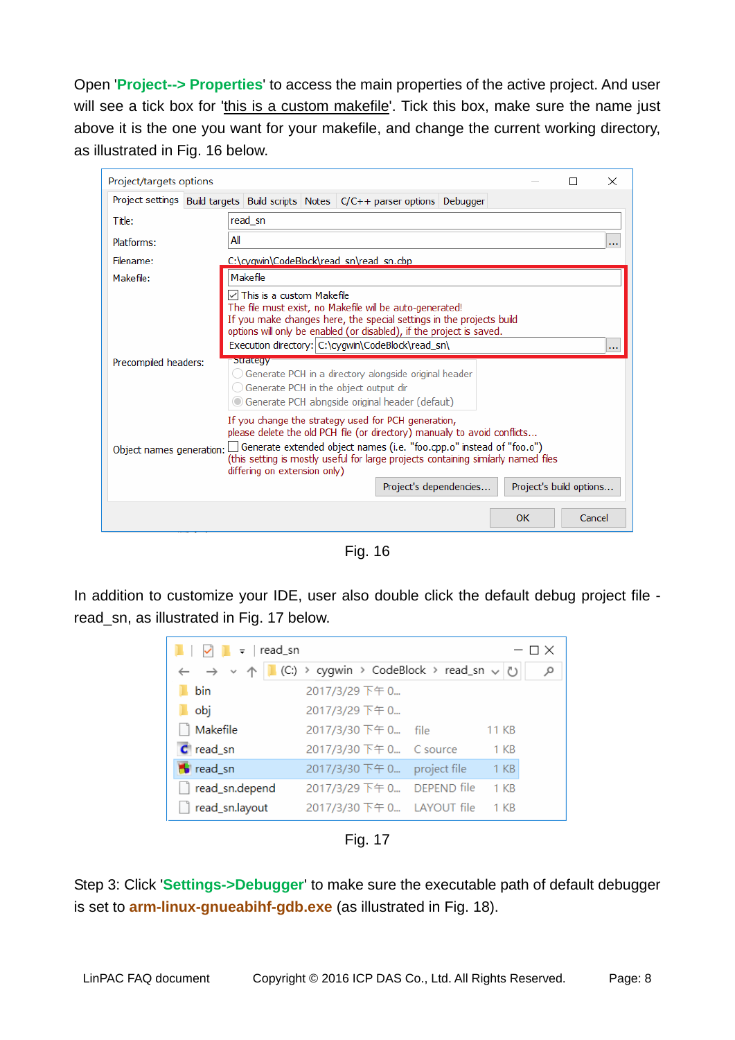Open '**Project--> Properties**' to access the main properties of the active project. And user will see a tick box for 'this is a custom makefile'. Tick this box, make sure the name just above it is the one you want for your makefile, and change the current working directory, as illustrated in Fig. 16 below.

Fig. 16

In addition to customize your IDE, user also double click the default debug project file - read_sn, as illustrated in Fig. 17 below.

Fig. 17

Step 3: Click '**Settings->Debugger**' to make sure the executable path of default debugger is set to **arm-linux-gnueabihf-gdb.exe** (as illustrated in Fig. 18).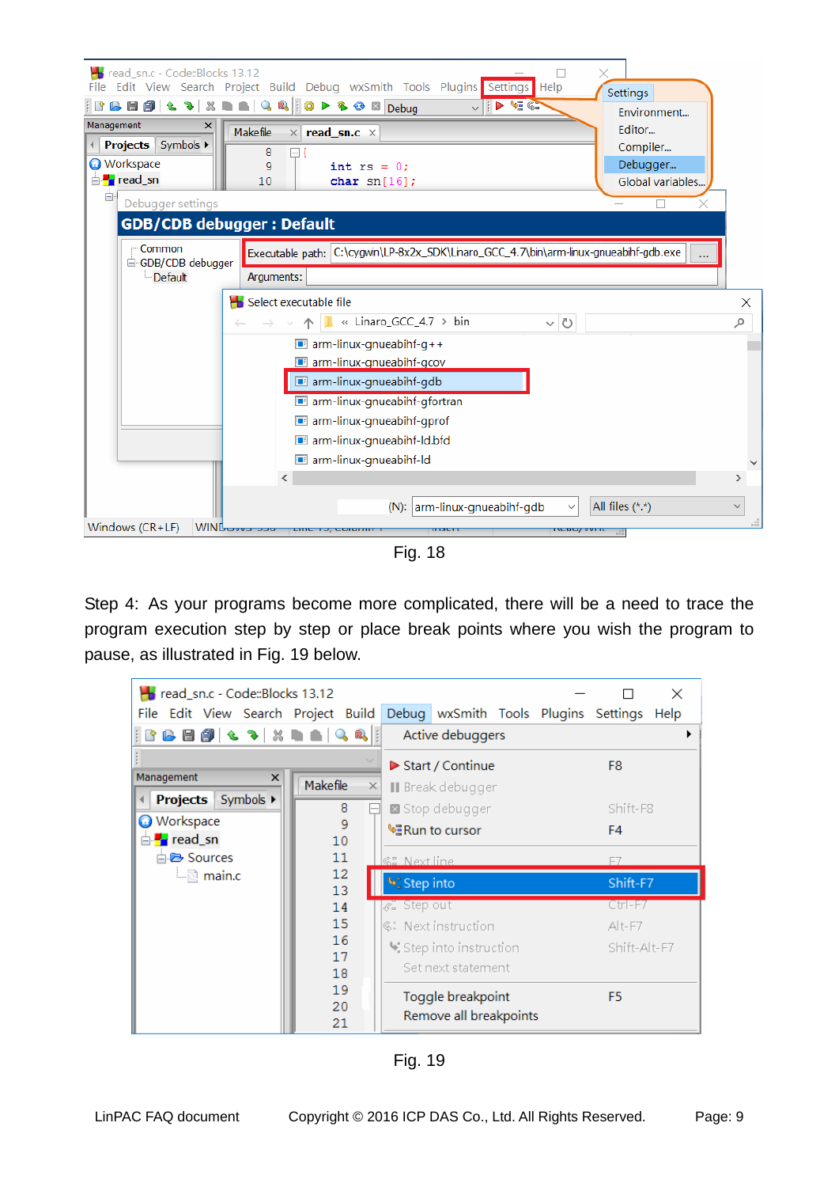Fig. 18

Step 4: As your programs become more complicated, there will be a need to trace the program execution step by step or place break points where you wish the program to pause, as illustrated in Fig. 19 below.

Fig. 19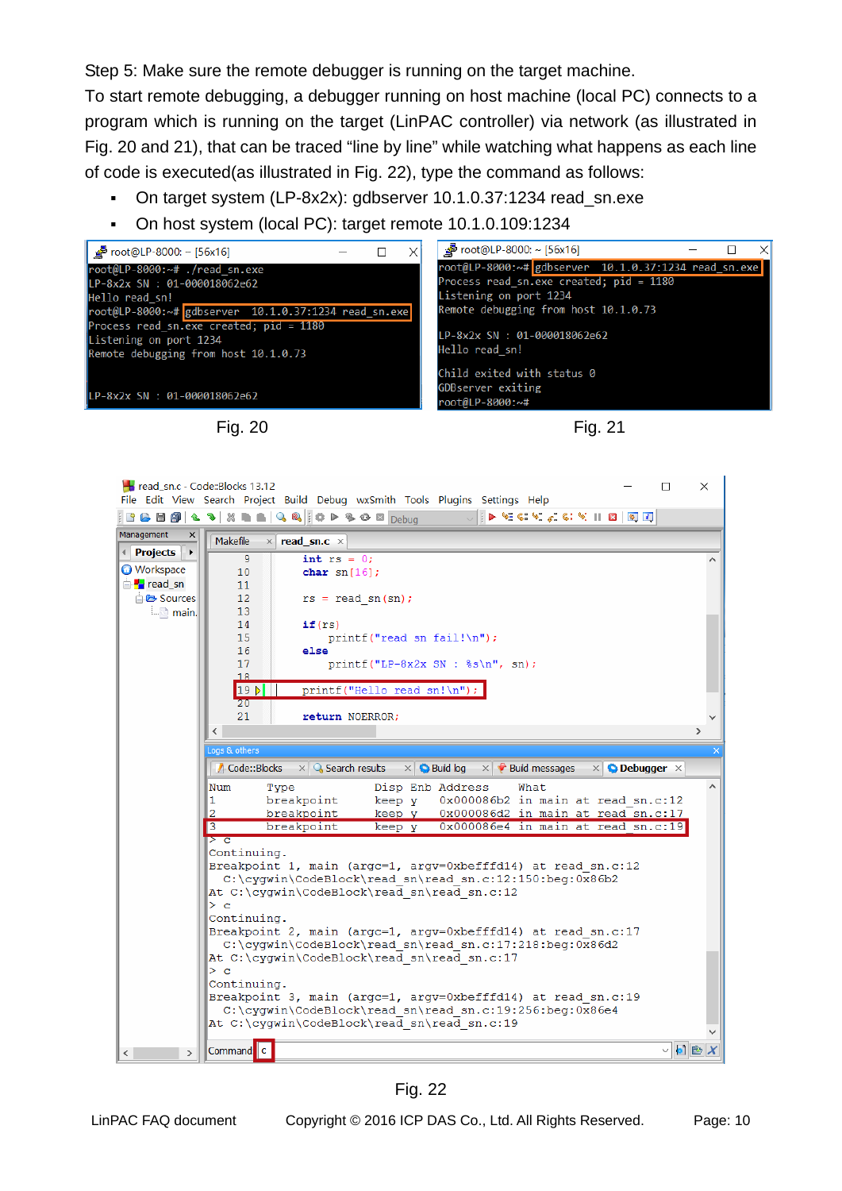Step 5: Make sure the remote debugger is running on the target machine.

To start remote debugging, a debugger running on host machine (local PC) connects to a program which is running on the target (LinPAC controller) via network (as illustrated in Fig. 20 and 21), that can be traced "line by line" while watching what happens as each line of code is executed(as illustrated in Fig. 22), type the command as follows:

- On target system (LP-8x2x): gdbserver 10.1.0.37:1234 read_sn.exe
- On host system (local PC): target remote 10.1.0.109:1234

```
root@LP-8000:~# ./read_sn.exe
LP-8x2x SN : 01-000018062e62
Hello read_sn!
root@LP-8000:~# gdbserver  10.1.0.37:1234 read_sn.exe
Process read_sn.exe created; pid = 1180
Listening on port 1234
Remote debugging from host 10.1.0.73

LP-8x2x SN : 01-000018062e62
```

Fig. 20

```
root@LP-8000:~# gdbserver  10.1.0.37:1234 read_sn.exe
Process read_sn.exe created; pid = 1180
Listening on port 1234
Remote debugging from host 10.1.0.73

LP-8x2x SN : 01-000018062e62
Hello read_sn!

Child exited with status 0
GDBserver exiting
root@LP-8000:~#
```

Fig. 21

```
 9      int rs = 0;
10      char sn[16];
11
12      rs = read_sn(sn);
13
14      if(rs)
15          printf("read sn fail!\n");
16      else
17          printf("LP-8x2x SN : %s\n", sn);
18
19      printf("Hello read_sn!\n");
20
21      return NOERROR;
```

```
Num     Type           Disp Enb Address    What
1       breakpoint     keep y   0x000086b2 in main at read_sn.c:12
2       breakpoint     keep y   0x000086d2 in main at read_sn.c:17
3       breakpoint     keep y   0x000086e4 in main at read_sn.c:19
> c
Continuing.
Breakpoint 1, main (argc=1, argv=0xbefffd14) at read_sn.c:12
  C:\cygwin\CodeBlock\read_sn\read_sn.c:12:150:beg:0x86b2
At C:\cygwin\CodeBlock\read_sn\read_sn.c:12
> c
Continuing.
Breakpoint 2, main (argc=1, argv=0xbefffd14) at read_sn.c:17
  C:\cygwin\CodeBlock\read_sn\read_sn.c:17:218:beg:0x86d2
At C:\cygwin\CodeBlock\read_sn\read_sn.c:17
> c
Continuing.
Breakpoint 3, main (argc=1, argv=0xbefffd14) at read_sn.c:19
  C:\cygwin\CodeBlock\read_sn\read_sn.c:19:256:beg:0x86e4
At C:\cygwin\CodeBlock\read_sn\read_sn.c:19
Command: c
```

Fig. 22